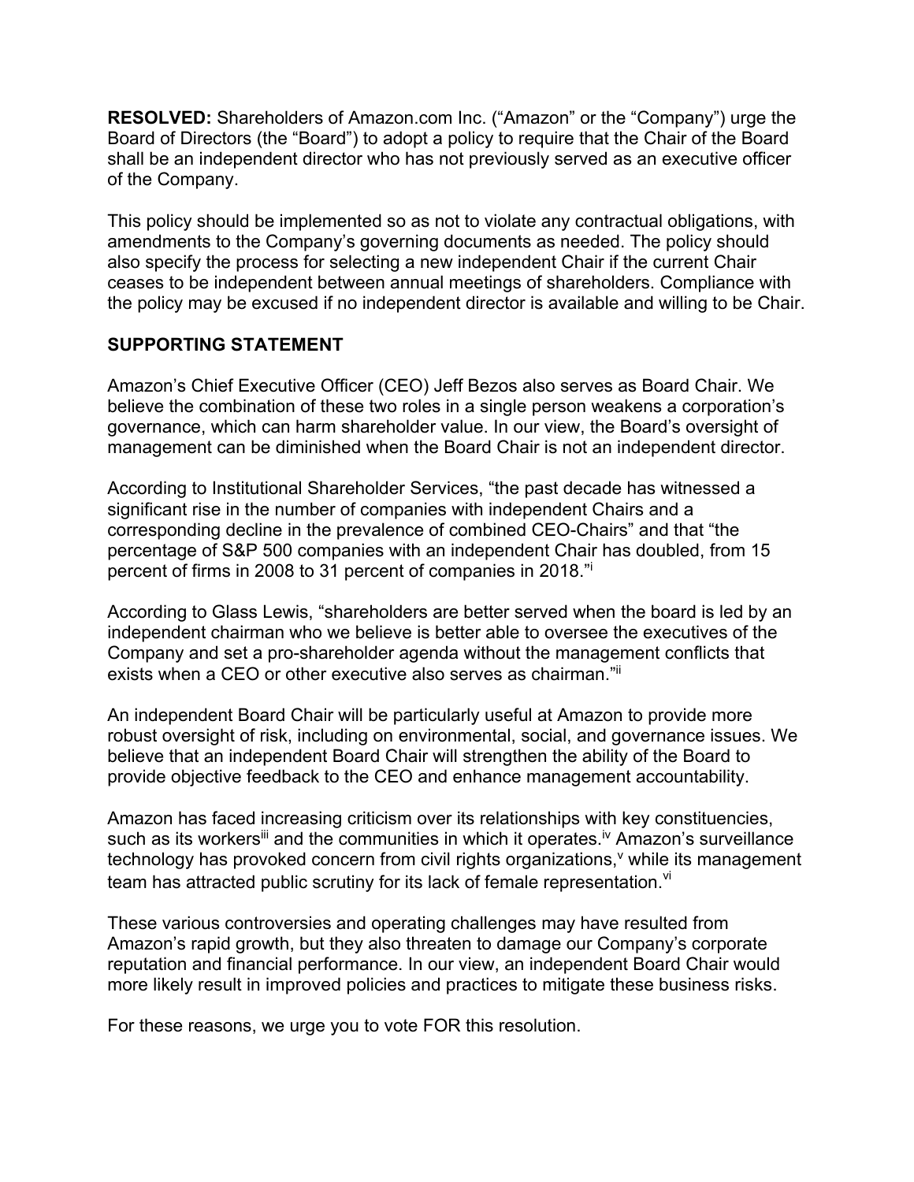**RESOLVED:** Shareholders of Amazon.com Inc. ("Amazon" or the "Company") urge the Board of Directors (the "Board") to adopt a policy to require that the Chair of the Board shall be an independent director who has not previously served as an executive officer of the Company.

This policy should be implemented so as not to violate any contractual obligations, with amendments to the Company's governing documents as needed. The policy should also specify the process for selecting a new independent Chair if the current Chair ceases to be independent between annual meetings of shareholders. Compliance with the policy may be excused if no independent director is available and willing to be Chair.

## SUPPORTING STATEMENT

Amazon's Chief Executive Officer (CEO) Jeff Bezos also serves as Board Chair. We believe the combination of these two roles in a single person weakens a corporation's governance, which can harm shareholder value. In our view, the Board's oversight of management can be diminished when the Board Chair is not an independent director.

According to Institutional Shareholder Services, "the past decade has witnessed a significant rise in the number of companies with independent Chairs and a corresponding decline in the prevalence of combined CEO-Chairs" and that "the percentage of S&P 500 companies with an independent Chair has doubled, from 15 percent of firms in 2008 to 31 percent of companies in 2018."[i]

According to Glass Lewis, "shareholders are better served when the board is led by an independent chairman who we believe is better able to oversee the executives of the Company and set a pro-shareholder agenda without the management conflicts that exists when a CEO or other executive also serves as chairman."[ii]

An independent Board Chair will be particularly useful at Amazon to provide more robust oversight of risk, including on environmental, social, and governance issues. We believe that an independent Board Chair will strengthen the ability of the Board to provide objective feedback to the CEO and enhance management accountability.

Amazon has faced increasing criticism over its relationships with key constituencies, such as its workers[iii] and the communities in which it operates.[iv] Amazon's surveillance technology has provoked concern from civil rights organizations,[v] while its management team has attracted public scrutiny for its lack of female representation.[vi]

These various controversies and operating challenges may have resulted from Amazon's rapid growth, but they also threaten to damage our Company's corporate reputation and financial performance. In our view, an independent Board Chair would more likely result in improved policies and practices to mitigate these business risks.

For these reasons, we urge you to vote FOR this resolution.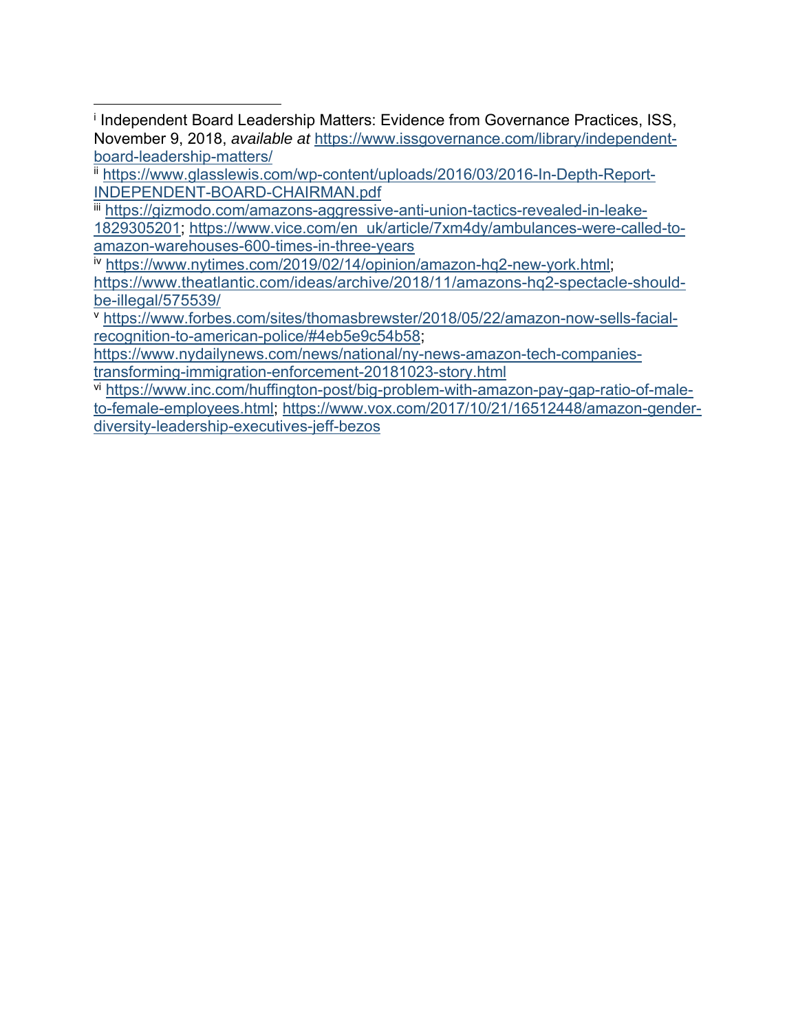[i] Independent Board Leadership Matters: Evidence from Governance Practices, ISS, November 9, 2018, *available at* https://www.issgovernance.com/library/independent-board-leadership-matters/

[ii] https://www.glasslewis.com/wp-content/uploads/2016/03/2016-In-Depth-Report-INDEPENDENT-BOARD-CHAIRMAN.pdf

[iii] https://gizmodo.com/amazons-aggressive-anti-union-tactics-revealed-in-leake-1829305201; https://www.vice.com/en_uk/article/7xm4dy/ambulances-were-called-to-amazon-warehouses-600-times-in-three-years

[iv] https://www.nytimes.com/2019/02/14/opinion/amazon-hq2-new-york.html; https://www.theatlantic.com/ideas/archive/2018/11/amazons-hq2-spectacle-should-be-illegal/575539/

[v] https://www.forbes.com/sites/thomasbrewster/2018/05/22/amazon-now-sells-facial-recognition-to-american-police/#4eb5e9c54b58; https://www.nydailynews.com/news/national/ny-news-amazon-tech-companies-transforming-immigration-enforcement-20181023-story.html

[vi] https://www.inc.com/huffington-post/big-problem-with-amazon-pay-gap-ratio-of-male-to-female-employees.html; https://www.vox.com/2017/10/21/16512448/amazon-gender-diversity-leadership-executives-jeff-bezos